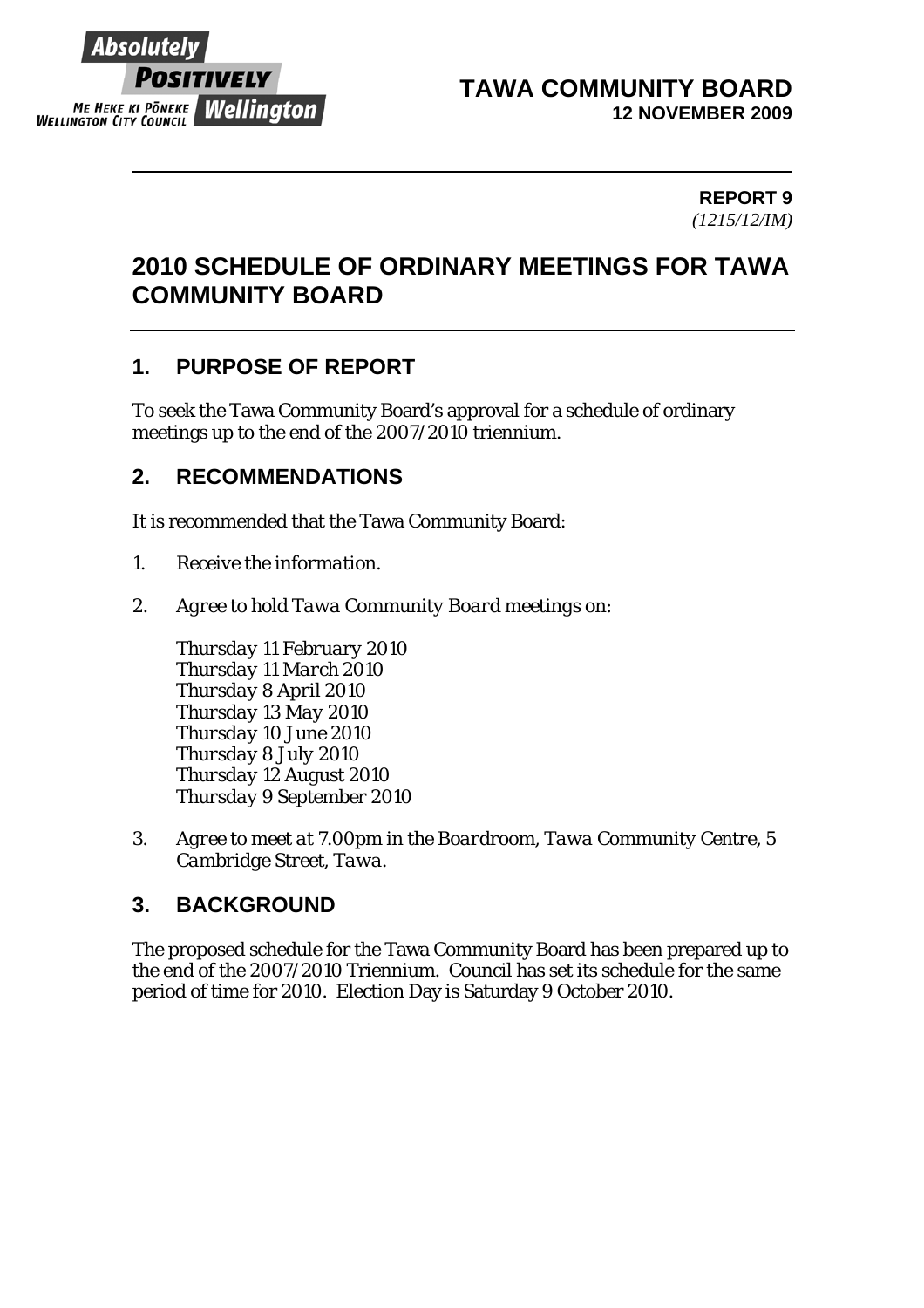**TAWA COMMUNITY BOARD**
**12 NOVEMBER 2009**

---

**REPORT 9**
*(1215/12/IM)*

# 2010 SCHEDULE OF ORDINARY MEETINGS FOR TAWA COMMUNITY BOARD

---

## 1. PURPOSE OF REPORT

To seek the Tawa Community Board's approval for a schedule of ordinary meetings up to the end of the 2007/2010 triennium.

## 2. RECOMMENDATIONS

It is recommended that the Tawa Community Board:

1. *Receive the information.*

2. *Agree to hold Tawa Community Board meetings on:*

   *Thursday 11 February 2010*
   *Thursday 11 March 2010*
   *Thursday 8 April 2010*
   *Thursday 13 May 2010*
   *Thursday 10 June 2010*
   *Thursday 8 July 2010*
   *Thursday 12 August 2010*
   *Thursday 9 September 2010*

3. *Agree to meet at 7.00pm in the Boardroom, Tawa Community Centre, 5 Cambridge Street, Tawa.*

## 3. BACKGROUND

The proposed schedule for the Tawa Community Board has been prepared up to the end of the 2007/2010 Triennium. Council has set its schedule for the same period of time for 2010. Election Day is Saturday 9 October 2010.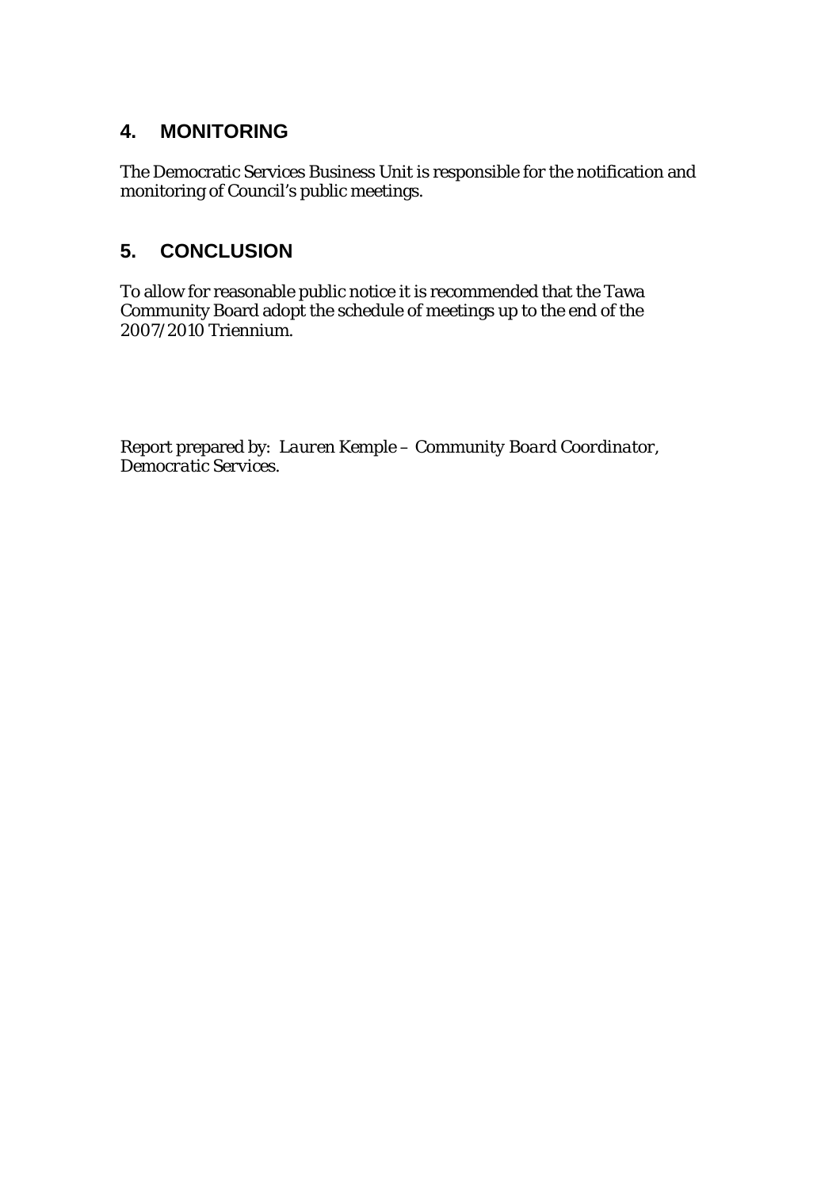## 4. MONITORING

The Democratic Services Business Unit is responsible for the notification and monitoring of Council's public meetings.

## 5. CONCLUSION

To allow for reasonable public notice it is recommended that the Tawa Community Board adopt the schedule of meetings up to the end of the 2007/2010 Triennium.

Report prepared by: *Lauren Kemple – Community Board Coordinator, Democratic Services.*